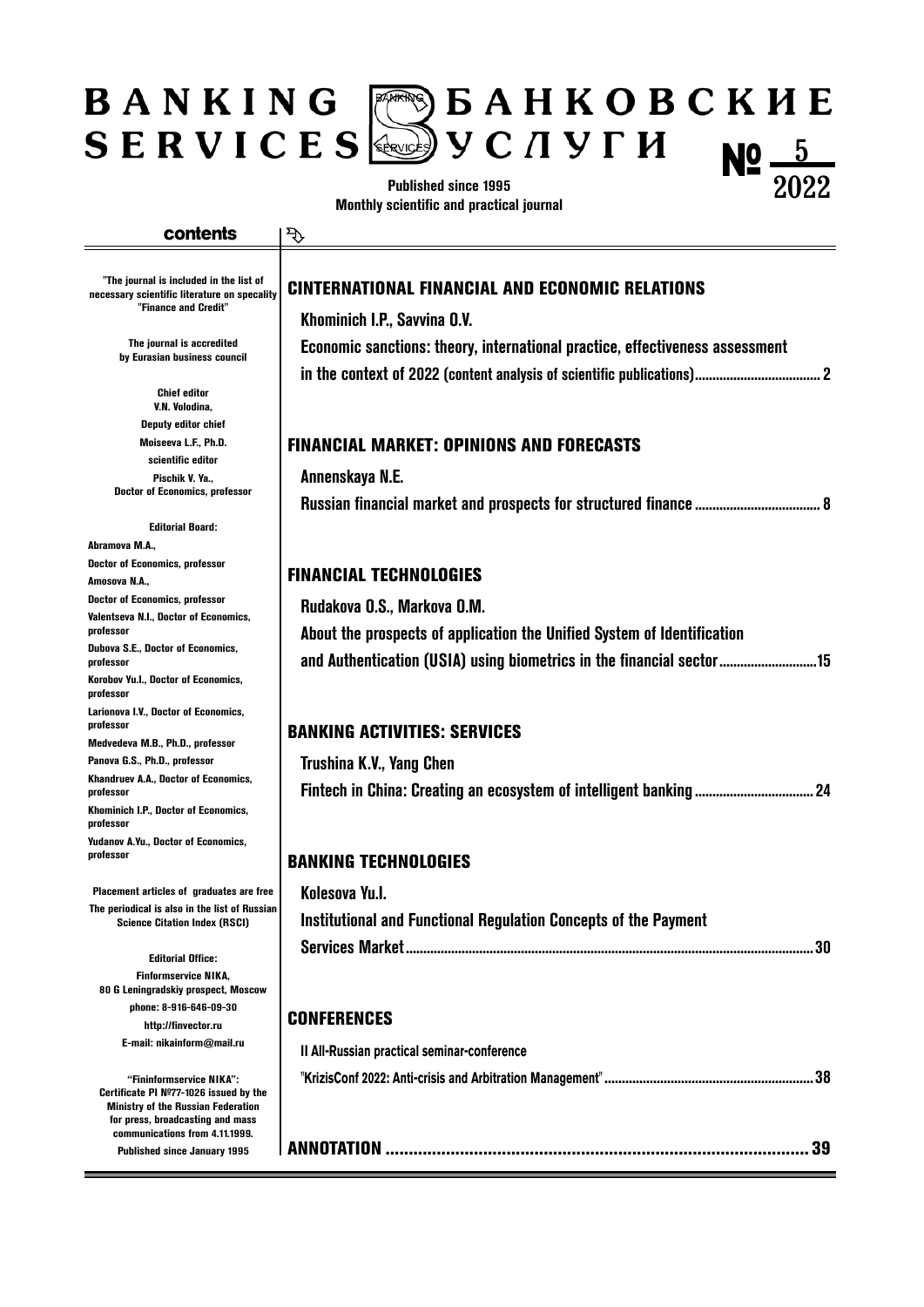# BANKING SERVICES БАНКОВСКИЕ УСЛУГИ

№ 5 2022

**Published since 1995**
**Monthly scientific and practical journal**

## contents

"The journal is included in the list of necessary scientific literature on specality "Finance and Credit"

The journal is accredited by Eurasian business council

Chief editor
V.N. Volodina,
Deputy editor chief
Moiseeva L.F., Ph.D.
scientific editor
Pischik V. Ya., Doctor of Economics, professor

Editorial Board:
Abramova M.A., Doctor of Economics, professor
Amosova N.A., Doctor of Economics, professor
Valentseva N.I., Doctor of Economics, professor
Dubova S.E., Doctor of Economics, professor
Korobov Yu.I., Doctor of Economics, professor
Larionova I.V., Doctor of Economics, professor
Medvedeva M.B., Ph.D., professor
Panova G.S., Ph.D., professor
Khandruev A.A., Doctor of Economics, professor
Khominich I.P., Doctor of Economics, professor
Yudanov A.Yu., Doctor of Economics, professor

Placement articles of graduates are free
The periodical is also in the list of Russian Science Citation Index (RSCI)

Editorial Office:
Finformservice NIKA,
80 G Leningradskiy prospect, Moscow
phone: 8-916-646-09-30
http://finvector.ru
E-mail: nikainform@mail.ru

"Fininformservice NIKA":
Certificate PI №77-1026 issued by the Ministry of the Russian Federation for press, broadcasting and mass communications from 4.11.1999.
Published since January 1995

### CINTERNATIONAL FINANCIAL AND ECONOMIC RELATIONS

**Khominich I.P., Savvina O.V.**
**Economic sanctions: theory, international practice, effectiveness assessment in the context of 2022 (content analysis of scientific publications)** .... 2

### FINANCIAL MARKET: OPINIONS AND FORECASTS

**Annenskaya N.E.**
**Russian financial market and prospects for structured finance** .... 8

### FINANCIAL TECHNOLOGIES

**Rudakova O.S., Markova O.M.**
**About the prospects of application the Unified System of Identification and Authentication (USIA) using biometrics in the financial sector** .... 15

### BANKING ACTIVITIES: SERVICES

**Trushina K.V., Yang Chen**
**Fintech in China: Creating an ecosystem of intelligent banking** .... 24

### BANKING TECHNOLOGIES

**Kolesova Yu.I.**
**Institutional and Functional Regulation Concepts of the Payment Services Market** .... 30

### CONFERENCES

II All-Russian practical seminar-conference
"KrizisConf 2022: Anti-crisis and Arbitration Management" .... 38

### ANNOTATION .... 39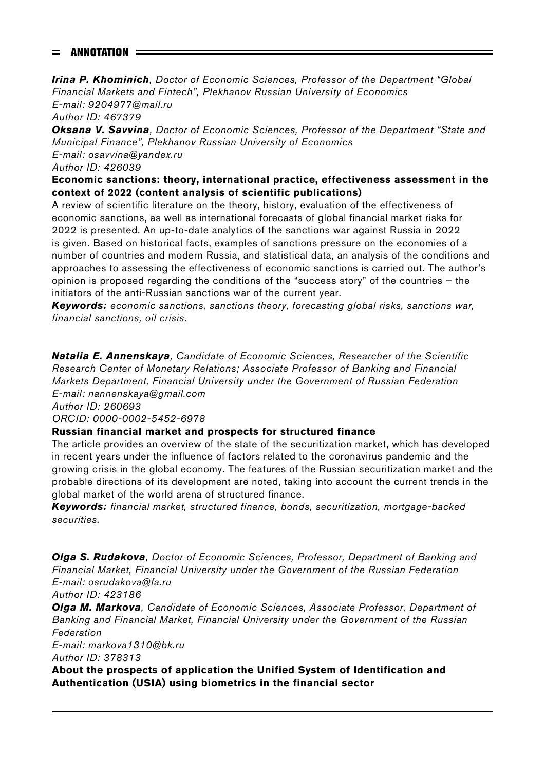## ANNOTATION

***Irina P. Khominich***, *Doctor of Economic Sciences, Professor of the Department "Global Financial Markets and Fintech", Plekhanov Russian University of Economics*
*E-mail: 9204977@mail.ru*
*Author ID: 467379*
***Oksana V. Savvina***, *Doctor of Economic Sciences, Professor of the Department "State and Municipal Finance", Plekhanov Russian University of Economics*
*E-mail: osavvina@yandex.ru*
*Author ID: 426039*

**Economic sanctions: theory, international practice, effectiveness assessment in the context of 2022 (content analysis of scientific publications)**

A review of scientific literature on the theory, history, evaluation of the effectiveness of economic sanctions, as well as international forecasts of global financial market risks for 2022 is presented. An up-to-date analytics of the sanctions war against Russia in 2022 is given. Based on historical facts, examples of sanctions pressure on the economies of a number of countries and modern Russia, and statistical data, an analysis of the conditions and approaches to assessing the effectiveness of economic sanctions is carried out. The author's opinion is proposed regarding the conditions of the "success story" of the countries – the initiators of the anti-Russian sanctions war of the current year.

***Keywords:*** *economic sanctions, sanctions theory, forecasting global risks, sanctions war, financial sanctions, oil crisis.*

***Natalia E. Annenskaya***, *Candidate of Economic Sciences, Researcher of the Scientific Research Center of Monetary Relations; Associate Professor of Banking and Financial Markets Department, Financial University under the Government of Russian Federation*
*E-mail: nannenskaya@gmail.com*
*Author ID: 260693*
*ORCID: 0000-0002-5452-6978*

**Russian financial market and prospects for structured finance**

The article provides an overview of the state of the securitization market, which has developed in recent years under the influence of factors related to the coronavirus pandemic and the growing crisis in the global economy. The features of the Russian securitization market and the probable directions of its development are noted, taking into account the current trends in the global market of the world arena of structured finance.

***Keywords:*** *financial market, structured finance, bonds, securitization, mortgage-backed securities.*

***Olga S. Rudakova***, *Doctor of Economic Sciences, Professor, Department of Banking and Financial Market, Financial University under the Government of the Russian Federation*
*E-mail: osrudakova@fa.ru*
*Author ID: 423186*
***Olga M. Markova***, *Candidate of Economic Sciences, Associate Professor, Department of Banking and Financial Market, Financial University under the Government of the Russian Federation*
*E-mail: markova1310@bk.ru*
*Author ID: 378313*

**About the prospects of application the Unified System of Identification and Authentication (USIA) using biometrics in the financial sector**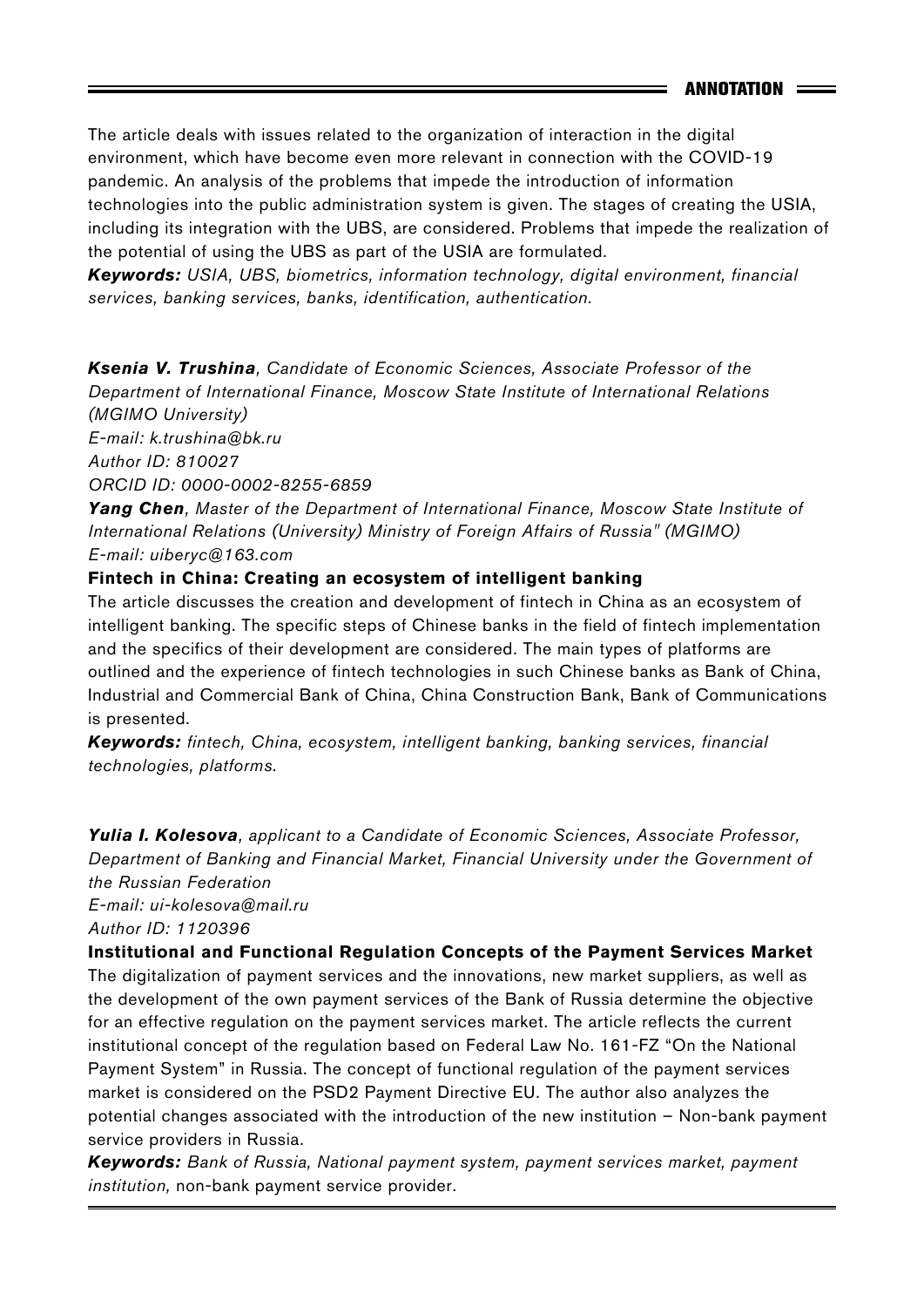The article deals with issues related to the organization of interaction in the digital environment, which have become even more relevant in connection with the COVID-19 pandemic. An analysis of the problems that impede the introduction of information technologies into the public administration system is given. The stages of creating the USIA, including its integration with the UBS, are considered. Problems that impede the realization of the potential of using the UBS as part of the USIA are formulated.

***Keywords:*** *USIA, UBS, biometrics, information technology, digital environment, financial services, banking services, banks, identification, authentication.*

***Ksenia V. Trushina****, Candidate of Economic Sciences, Associate Professor of the Department of International Finance, Moscow State Institute of International Relations (MGIMO University)*

*E-mail: k.trushina@bk.ru*

*Author ID: 810027*

*ORCID ID: 0000-0002-8255-6859*

***Yang Chen****, Master of the Department of International Finance, Moscow State Institute of International Relations (University) Ministry of Foreign Affairs of Russia" (MGIMO)*

*E-mail: uiberyc@163.com*

**Fintech in China: Creating an ecosystem of intelligent banking**

The article discusses the creation and development of fintech in China as an ecosystem of intelligent banking. The specific steps of Chinese banks in the field of fintech implementation and the specifics of their development are considered. The main types of platforms are outlined and the experience of fintech technologies in such Chinese banks as Bank of China, Industrial and Commercial Bank of China, China Construction Bank, Bank of Communications is presented.

***Keywords:*** *fintech, China, ecosystem, intelligent banking, banking services, financial technologies, platforms.*

***Yulia I. Kolesova****, applicant to a Candidate of Economic Sciences, Associate Professor, Department of Banking and Financial Market, Financial University under the Government of the Russian Federation*

*E-mail: ui-kolesova@mail.ru*

*Author ID: 1120396*

**Institutional and Functional Regulation Concepts of the Payment Services Market**

The digitalization of payment services and the innovations, new market suppliers, as well as the development of the own payment services of the Bank of Russia determine the objective for an effective regulation on the payment services market. The article reflects the current institutional concept of the regulation based on Federal Law No. 161-FZ "On the National Payment System" in Russia. The concept of functional regulation of the payment services market is considered on the PSD2 Payment Directive EU. The author also analyzes the potential changes associated with the introduction of the new institution – Non-bank payment service providers in Russia.

***Keywords:*** *Bank of Russia, National payment system, payment services market, payment institution,* non-bank payment service provider.